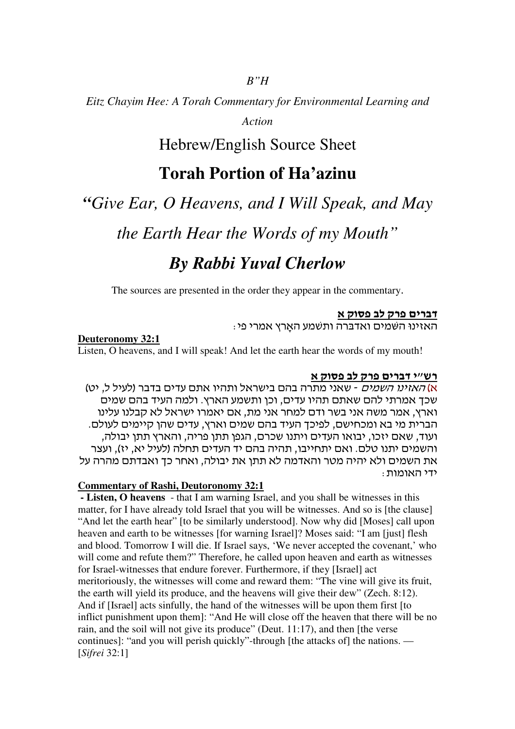*B"H*

*Eitz Chayim Hee: A Torah Commentary for Environmental Learning and Action*

## Hebrew/English Source Sheet

# Torah Portion of Ha'azinu

## *"Give Ear, O Heavens, and I Will Speak, and May the Earth Hear the Words of my Mouth"*

## *By Rabbi Yuval Cherlow*

The sources are presented in the order they appear in the commentary.

**דברים פרק לב פסוק א**

האזינו השמים ואדברה ותשמע הארץ אמרי פי:

**Deuteronomy 32:1**

Listen, O heavens, and I will speak! And let the earth hear the words of my mouth!

**רש"י דברים פרק לב פסוק א**

(א) *האזינו השמים* - שאני מתרה בהם בישראל ותהיו אתם עדים בדבר (לעיל ל, יט) שכך אמרתי להם שאתם תהיו עדים, וכן ותשמע הארץ. ולמה העיד בהם שמים וארץ, אמר משה אני בשר ודם למחר אני מת, אם יאמרו ישראל לא קבלנו עלינו הברית מי בא ומכחישם, לפיכך העיד בהם שמים וארץ, עדים שהן קיימים לעולם. ועוד, שאם יזכו, יבואו העדים ויתנו שכרם, הגפן תתן פריה, והארץ תתן יבולה, והשמים יתנו טלם. ואם יתחייבו, תהיה בהם יד העדים תחלה (לעיל יא, יז), ועצר את השמים ולא יהיה מטר והאדמה לא תתן את יבולה, ואחר כך ואבדתם מהרה על ידי האומות:

**Commentary of Rashi, Deutoronomy 32:1**

**- Listen, O heavens** - that I am warning Israel, and you shall be witnesses in this matter, for I have already told Israel that you will be witnesses. And so is [the clause] "And let the earth hear" [to be similarly understood]. Now why did [Moses] call upon heaven and earth to be witnesses [for warning Israel]? Moses said: "I am [just] flesh and blood. Tomorrow I will die. If Israel says, 'We never accepted the covenant,' who will come and refute them?" Therefore, he called upon heaven and earth as witnesses for Israel-witnesses that endure forever. Furthermore, if they [Israel] act meritoriously, the witnesses will come and reward them: "The vine will give its fruit, the earth will yield its produce, and the heavens will give their dew" (Zech. 8:12). And if [Israel] acts sinfully, the hand of the witnesses will be upon them first [to inflict punishment upon them]: "And He will close off the heaven that there will be no rain, and the soil will not give its produce" (Deut. 11:17), and then [the verse continues]: "and you will perish quickly"-through [the attacks of] the nations. — [*Sifrei* 32:1]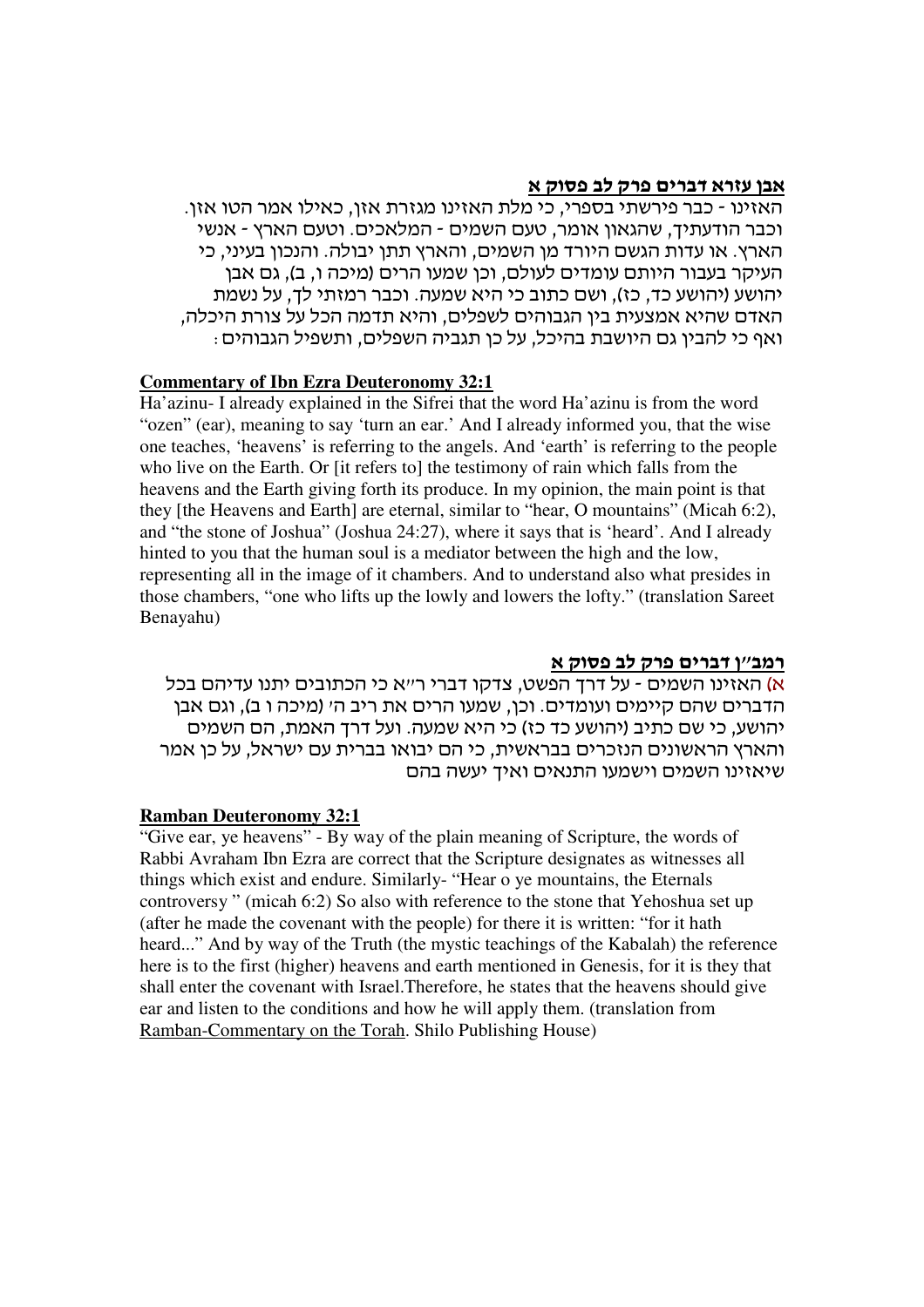**אבן עזרא דברים פרק לב פסוק א**

האזינו - כבר פירשתי בספרי, כי מלת האזינו מגזרת אזן, כאילו אמר הטו אזן. וכבר הודעתיך, שהגאון אומר, טעם השמים - המלאכים. וטעם הארץ - אנשי הארץ. או עדות הגשם היורד מן השמים, והארץ תתן יבולה. והנכון בעיני, כי העיקר בעבור היותם עומדים לעולם, וכן שמעו הרים (מיכה ו, ב), גם אבן יהושע (יהושע כד, כז), ושם כתוב כי היא שמעה. וכבר רמזתי לך, על נשמת האדם שהיא אמצעית בין הגבוהים לשפלים, והיא תדמה הכל על צורת היכלה, ואף כי להבין גם היושבת בהיכל, על כן תגביה השפלים, ותשפיל הגבוהים:

**Commentary of Ibn Ezra Deuteronomy 32:1**

Ha'azinu- I already explained in the Sifrei that the word Ha'azinu is from the word "ozen" (ear), meaning to say 'turn an ear.' And I already informed you, that the wise one teaches, 'heavens' is referring to the angels. And 'earth' is referring to the people who live on the Earth. Or [it refers to] the testimony of rain which falls from the heavens and the Earth giving forth its produce. In my opinion, the main point is that they [the Heavens and Earth] are eternal, similar to "hear, O mountains" (Micah 6:2), and "the stone of Joshua" (Joshua 24:27), where it says that is 'heard'. And I already hinted to you that the human soul is a mediator between the high and the low, representing all in the image of it chambers. And to understand also what presides in those chambers, "one who lifts up the lowly and lowers the lofty." (translation Sareet Benayahu)

**רמב"ן דברים פרק לב פסוק א**

א) האזינו השמים - על דרך הפשט, צדקו דברי ר"א כי הכתובים יתנו עדיהם בכל הדברים שהם קיימים ועומדים. וכן, שמעו הרים את ריב ה' (מיכה ו ב), וגם אבן יהושע, כי שם כתיב (יהושע כד כז) כי היא שמעה. ועל דרך האמת, הם השמים והארץ הראשונים הנזכרים בבראשית, כי הם יבואו בברית עם ישראל, על כן אמר שיאזינו השמים וישמעו התנאים ואיך יעשה בהם

**Ramban Deuteronomy 32:1**

"Give ear, ye heavens" - By way of the plain meaning of Scripture, the words of Rabbi Avraham Ibn Ezra are correct that the Scripture designates as witnesses all things which exist and endure. Similarly- "Hear o ye mountains, the Eternals controversy " (micah 6:2) So also with reference to the stone that Yehoshua set up (after he made the covenant with the people) for there it is written: "for it hath heard..." And by way of the Truth (the mystic teachings of the Kabalah) the reference here is to the first (higher) heavens and earth mentioned in Genesis, for it is they that shall enter the covenant with Israel.Therefore, he states that the heavens should give ear and listen to the conditions and how he will apply them. (translation from Ramban-Commentary on the Torah. Shilo Publishing House)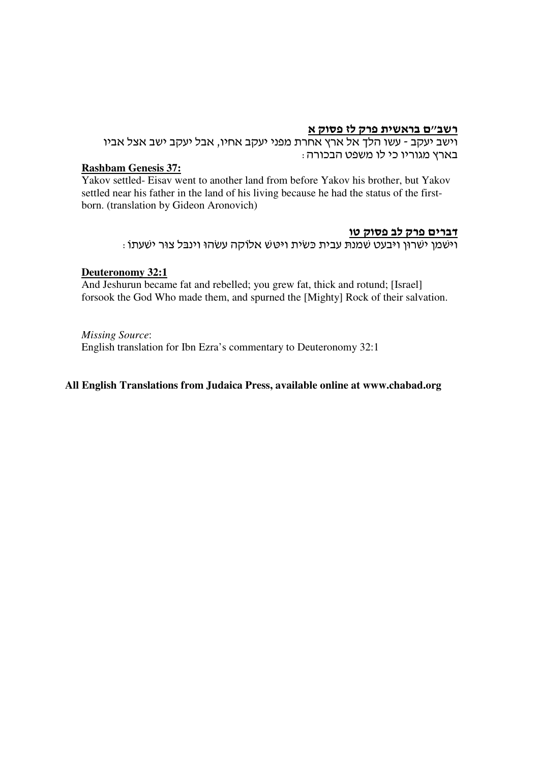**<u>רשב"ם בראשית פרק לז פסוק א</u>**

וישב יעקב - עשו הלך אל ארץ אחרת מפני יעקב אחיו, אבל יעקב ישב אצל אביו בארץ מגוריו כי לו משפט הבכורה:

**<u>Rashbam Genesis 37:</u>**

Yakov settled- Eisav went to another land from before Yakov his brother, but Yakov settled near his father in the land of his living because he had the status of the first-born. (translation by Gideon Aronovich)

**<u>דברים פרק לב פסוק טו</u>**

וַיִּשְׁמַן יְשֻׁרוּן וַיִּבְעָט שָׁמַנְתָּ עָבִיתָ כָּשִׂיתָ וַיִּטֹּשׁ אֱלוֹקַה עָשָׂהוּ וַיְנַבֵּל צוּר יְשֻׁעָתוֹ:

**<u>Deuteronomy 32:1</u>**

And Jeshurun became fat and rebelled; you grew fat, thick and rotund; [Israel] forsook the God Who made them, and spurned the [Mighty] Rock of their salvation.

*Missing Source*:
English translation for Ibn Ezra's commentary to Deuteronomy 32:1

**All English Translations from Judaica Press, available online at www.chabad.org**